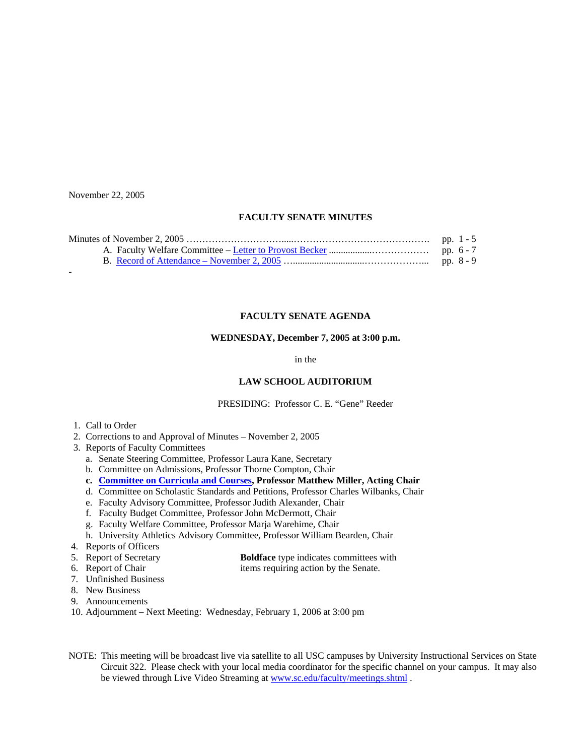November 22, 2005

## FACULTY SENATE MINUTES

Minutes of November 2, 2005 ……………………………………………………………. pp. 1 - 5

- A. Faculty Welfare Committee – Letter to Provost Becker ……………………………… pp. 6 - 7
- B. Record of Attendance – November 2, 2005 ………………………………………… pp. 8 - 9

-

## FACULTY SENATE AGENDA

### WEDNESDAY, December 7, 2005 at 3:00 p.m.

in the

### LAW SCHOOL AUDITORIUM

PRESIDING: Professor C. E. "Gene" Reeder

1. Call to Order
2. Corrections to and Approval of Minutes – November 2, 2005
3. Reports of Faculty Committees
   - a. Senate Steering Committee, Professor Laura Kane, Secretary
   - b. Committee on Admissions, Professor Thorne Compton, Chair
   - **c. Committee on Curricula and Courses, Professor Matthew Miller, Acting Chair**
   - d. Committee on Scholastic Standards and Petitions, Professor Charles Wilbanks, Chair
   - e. Faculty Advisory Committee, Professor Judith Alexander, Chair
   - f. Faculty Budget Committee, Professor John McDermott, Chair
   - g. Faculty Welfare Committee, Professor Marja Warehime, Chair
   - h. University Athletics Advisory Committee, Professor William Bearden, Chair
4. Reports of Officers
5. Report of Secretary
6. Report of Chair
7. Unfinished Business
8. New Business
9. Announcements
10. Adjournment – Next Meeting: Wednesday, February 1, 2006 at 3:00 pm

**Boldface** type indicates committees with items requiring action by the Senate.

NOTE: This meeting will be broadcast live via satellite to all USC campuses by University Instructional Services on State Circuit 322. Please check with your local media coordinator for the specific channel on your campus. It may also be viewed through Live Video Streaming at www.sc.edu/faculty/meetings.shtml .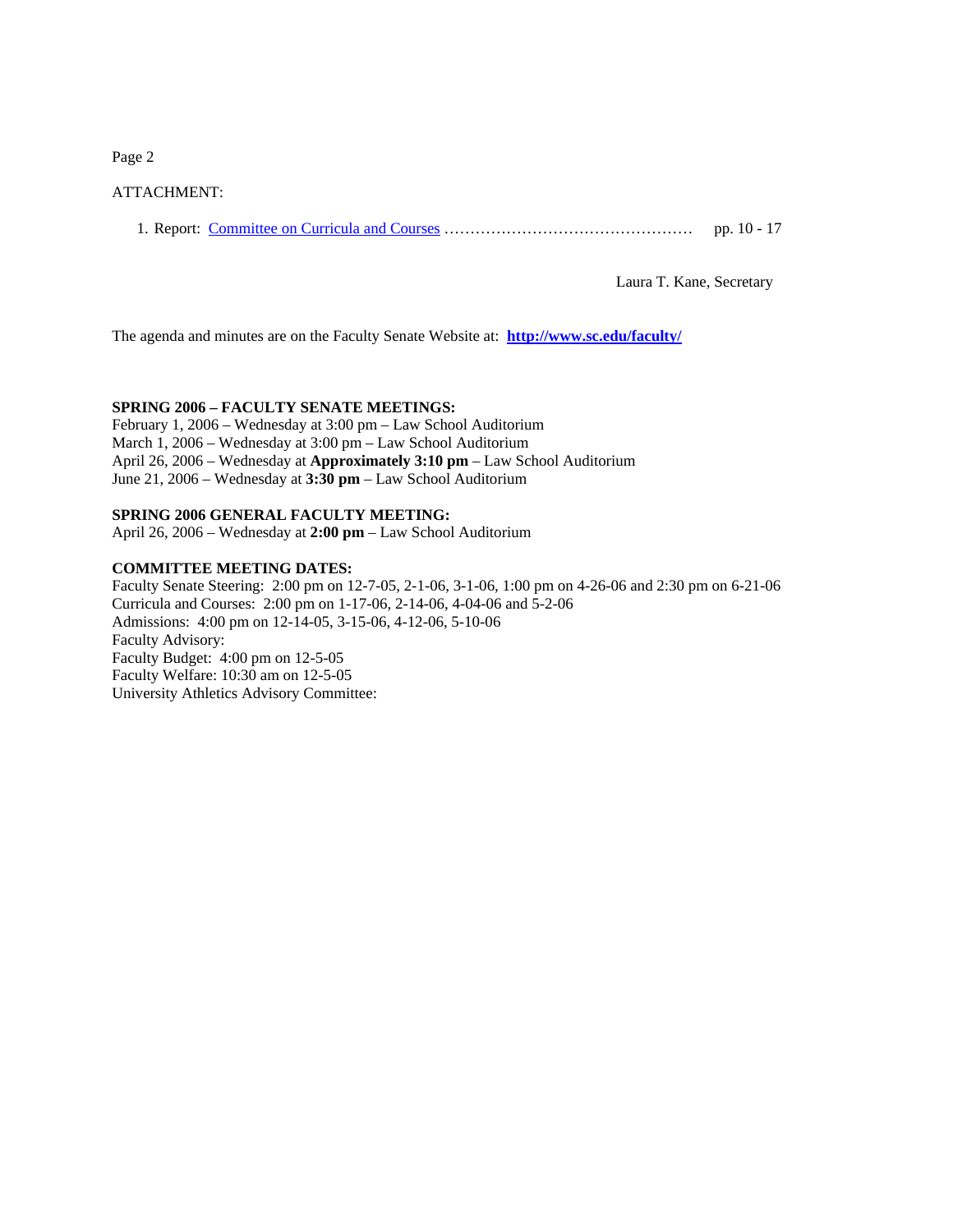ATTACHMENT:

1. Report: Committee on Curricula and Courses ………………………………………… pp. 10 - 17

Laura T. Kane, Secretary

The agenda and minutes are on the Faculty Senate Website at: **http://www.sc.edu/faculty/**

**SPRING 2006 – FACULTY SENATE MEETINGS:**
February 1, 2006 – Wednesday at 3:00 pm – Law School Auditorium
March 1, 2006 – Wednesday at 3:00 pm – Law School Auditorium
April 26, 2006 – Wednesday at **Approximately 3:10 pm** – Law School Auditorium
June 21, 2006 – Wednesday at **3:30 pm** – Law School Auditorium

**SPRING 2006 GENERAL FACULTY MEETING:**
April 26, 2006 – Wednesday at **2:00 pm** – Law School Auditorium

**COMMITTEE MEETING DATES:**
Faculty Senate Steering: 2:00 pm on 12-7-05, 2-1-06, 3-1-06, 1:00 pm on 4-26-06 and 2:30 pm on 6-21-06
Curricula and Courses: 2:00 pm on 1-17-06, 2-14-06, 4-04-06 and 5-2-06
Admissions: 4:00 pm on 12-14-05, 3-15-06, 4-12-06, 5-10-06
Faculty Advisory:
Faculty Budget: 4:00 pm on 12-5-05
Faculty Welfare: 10:30 am on 12-5-05
University Athletics Advisory Committee: